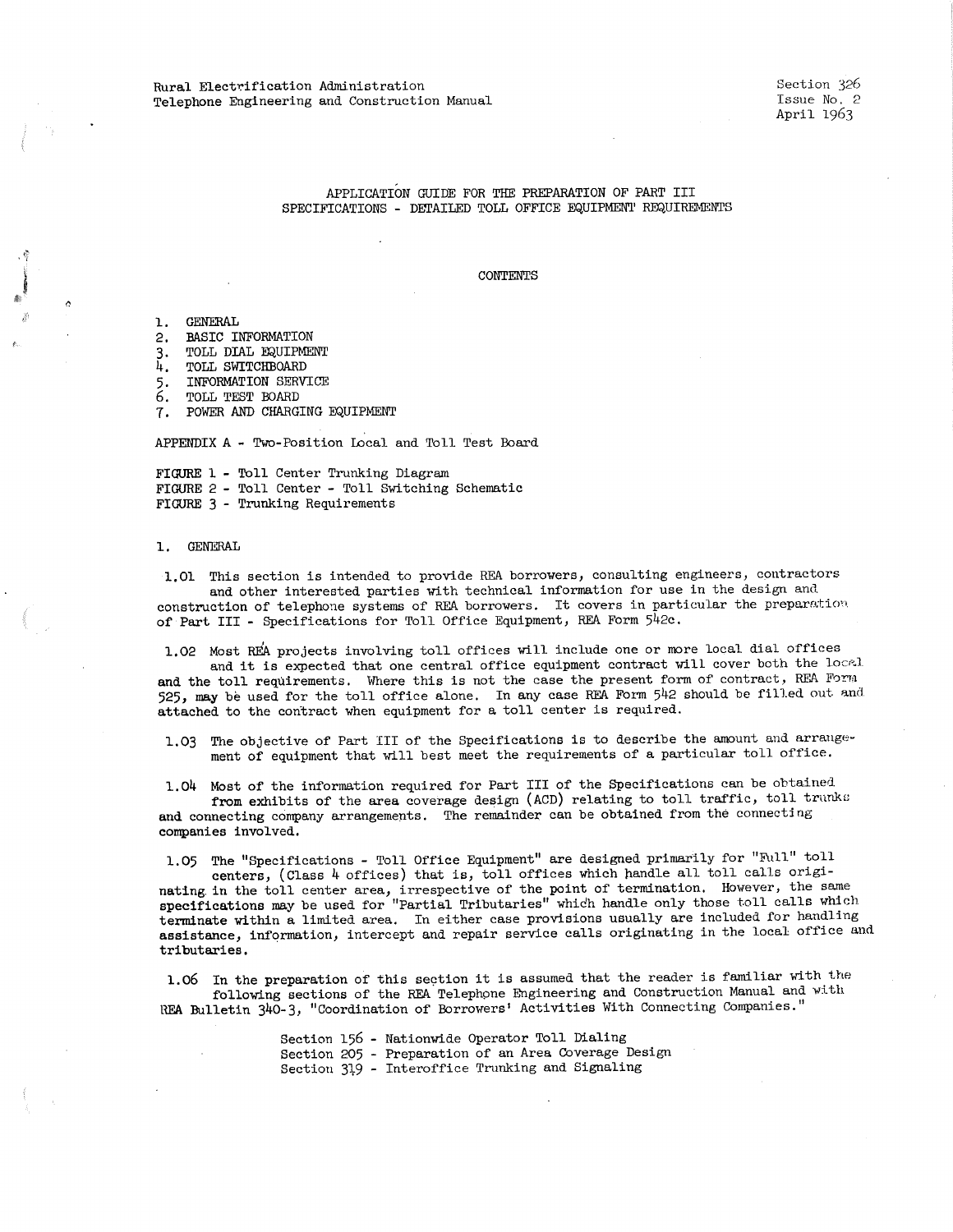Rural Electrification Administration
Telephone Engineering and Construction Manual

Section 326
Issue No. 2
April 1963

# APPLICATION GUIDE FOR THE PREPARATION OF PART III SPECIFICATIONS - DETAILED TOLL OFFICE EQUIPMENT REQUIREMENTS

## CONTENTS

1. GENERAL
2. BASIC INFORMATION
3. TOLL DIAL EQUIPMENT
4. TOLL SWITCHBOARD
5. INFORMATION SERVICE
6. TOLL TEST BOARD
7. POWER AND CHARGING EQUIPMENT

APPENDIX A - Two-Position Local and Toll Test Board

FIGURE 1 - Toll Center Trunking Diagram
FIGURE 2 - Toll Center - Toll Switching Schematic
FIGURE 3 - Trunking Requirements

## 1. GENERAL

1.01 This section is intended to provide REA borrowers, consulting engineers, contractors and other interested parties with technical information for use in the design and construction of telephone systems of REA borrowers. It covers in particular the preparation of Part III - Specifications for Toll Office Equipment, REA Form 542c.

1.02 Most REA projects involving toll offices will include one or more local dial offices and it is expected that one central office equipment contract will cover both the local and the toll requirements. Where this is not the case the present form of contract, REA Form 525, may be used for the toll office alone. In any case REA Form 542 should be filled out and attached to the contract when equipment for a toll center is required.

1.03 The objective of Part III of the Specifications is to describe the amount and arrangement of equipment that will best meet the requirements of a particular toll office.

1.04 Most of the information required for Part III of the Specifications can be obtained from exhibits of the area coverage design (ACD) relating to toll traffic, toll trunks and connecting company arrangements. The remainder can be obtained from the connecting companies involved.

1.05 The "Specifications - Toll Office Equipment" are designed primarily for "Full" toll centers, (Class 4 offices) that is, toll offices which handle all toll calls originating in the toll center area, irrespective of the point of termination. However, the same specifications may be used for "Partial Tributaries" which handle only those toll calls which terminate within a limited area. In either case provisions usually are included for handling assistance, information, intercept and repair service calls originating in the local office and tributaries.

1.06 In the preparation of this section it is assumed that the reader is familiar with the following sections of the REA Telephone Engineering and Construction Manual and with REA Bulletin 340-3, "Coordination of Borrowers' Activities With Connecting Companies."

Section 156 - Nationwide Operator Toll Dialing
Section 205 - Preparation of an Area Coverage Design
Section 319 - Interoffice Trunking and Signaling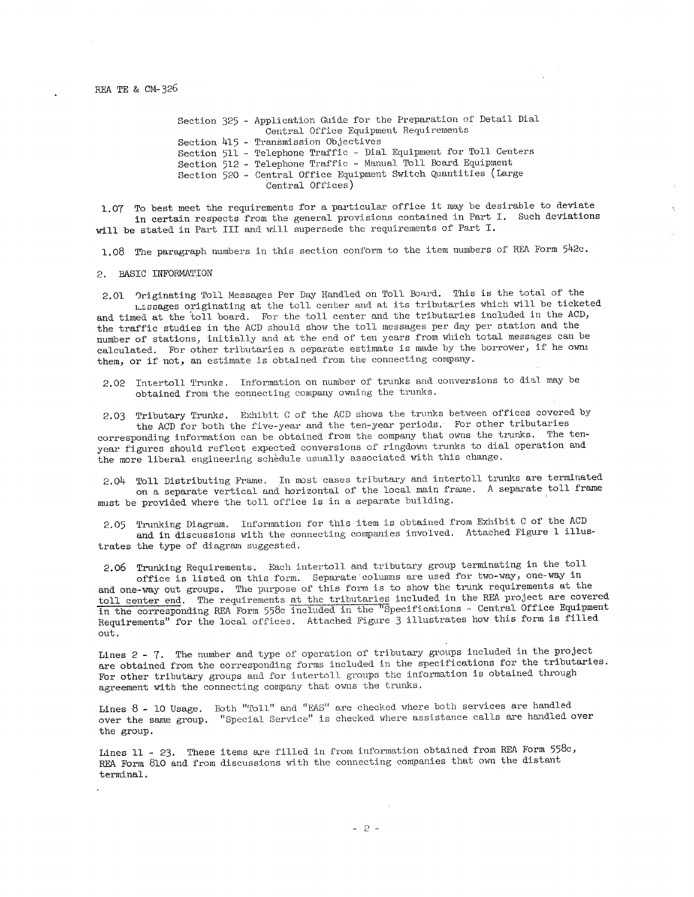Section 325 - Application Guide for the Preparation of Detail Dial Central Office Equipment Requirements
Section 415 - Transmission Objectives
Section 511 - Telephone Traffic - Dial Equipment for Toll Centers
Section 512 - Telephone Traffic - Manual Toll Board Equipment
Section 520 - Central Office Equipment Switch Quantities (Large Central Offices)

1.07 To best meet the requirements for a particular office it may be desirable to deviate in certain respects from the general provisions contained in Part I. Such deviations will be stated in Part III and will supersede the requirements of Part I.

1.08 The paragraph numbers in this section conform to the item numbers of REA Form 542c.

## 2. BASIC INFORMATION

2.01 Originating Toll Messages Per Day Handled on Toll Board. This is the total of the messages originating at the toll center and at its tributaries which will be ticketed and timed at the toll board. For the toll center and the tributaries included in the ACD, the traffic studies in the ACD should show the toll messages per day per station and the number of stations, initially and at the end of ten years from which total messages can be calculated. For other tributaries a separate estimate is made by the borrower, if he owns them, or if not, an estimate is obtained from the connecting company.

2.02 Intertoll Trunks. Information on number of trunks and conversions to dial may be obtained from the connecting company owning the trunks.

2.03 Tributary Trunks. Exhibit C of the ACD shows the trunks between offices covered by the ACD for both the five-year and the ten-year periods. For other tributaries corresponding information can be obtained from the company that owns the trunks. The ten-year figures should reflect expected conversions of ringdown trunks to dial operation and the more liberal engineering schedule usually associated with this change.

2.04 Toll Distributing Frame. In most cases tributary and intertoll trunks are terminated on a separate vertical and horizontal of the local main frame. A separate toll frame must be provided where the toll office is in a separate building.

2.05 Trunking Diagram. Information for this item is obtained from Exhibit C of the ACD and in discussions with the connecting companies involved. Attached Figure 1 illustrates the type of diagram suggested.

2.06 Trunking Requirements. Each intertoll and tributary group terminating in the toll office is listed on this form. Separate columns are used for two-way, one-way in and one-way out groups. The purpose of this form is to show the trunk requirements at the toll center end. The requirements at the tributaries included in the REA project are covered in the corresponding REA Form 558c included in the "Specifications - Central Office Equipment Requirements" for the local offices. Attached Figure 3 illustrates how this form is filled out.

Lines 2 - 7. The number and type of operation of tributary groups included in the project are obtained from the corresponding forms included in the specifications for the tributaries. For other tributary groups and for intertoll groups the information is obtained through agreement with the connecting company that owns the trunks.

Lines 8 - 10 Usage. Both "Toll" and "EAS" are checked where both services are handled over the same group. "Special Service" is checked where assistance calls are handled over the group.

Lines 11 - 23. These items are filled in from information obtained from REA Form 558c, REA Form 810 and from discussions with the connecting companies that own the distant terminal.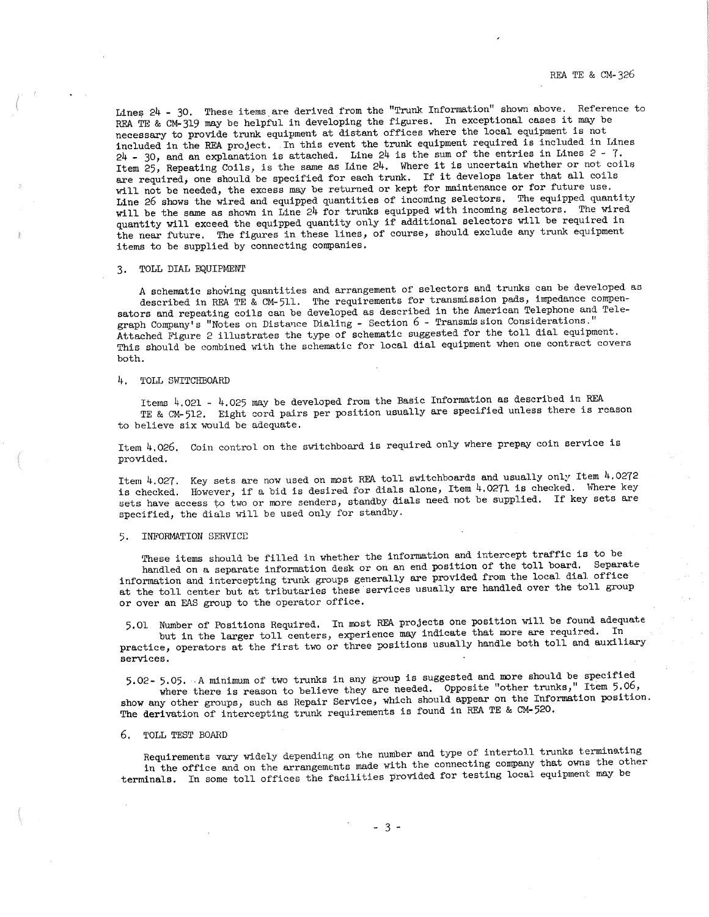Lines 24 - 30. These items are derived from the "Trunk Information" shown above. Reference to REA TE & CM-319 may be helpful in developing the figures. In exceptional cases it may be necessary to provide trunk equipment at distant offices where the local equipment is not included in the REA project. In this event the trunk equipment required is included in Lines 24 - 30, and an explanation is attached. Line 24 is the sum of the entries in Lines 2 - 7. Item 25, Repeating Coils, is the same as Line 24. Where it is uncertain whether or not coils are required, one should be specified for each trunk. If it develops later that all coils will not be needed, the excess may be returned or kept for maintenance or for future use. Line 26 shows the wired and equipped quantities of incoming selectors. The equipped quantity will be the same as shown in Line 24 for trunks equipped with incoming selectors. The wired quantity will exceed the equipped quantity only if additional selectors will be required in the near future. The figures in these lines, of course, should exclude any trunk equipment items to be supplied by connecting companies.

## 3. TOLL DIAL EQUIPMENT

A schematic showing quantities and arrangement of selectors and trunks can be developed as described in REA TE & CM-511. The requirements for transmission pads, impedance compensators and repeating coils can be developed as described in the American Telephone and Telegraph Company's "Notes on Distance Dialing - Section 6 - Transmission Considerations." Attached Figure 2 illustrates the type of schematic suggested for the toll dial equipment. This should be combined with the schematic for local dial equipment when one contract covers both.

## 4. TOLL SWITCHBOARD

Items 4.021 - 4.025 may be developed from the Basic Information as described in REA TE & CM-512. Eight cord pairs per position usually are specified unless there is reason to believe six would be adequate.

Item 4.026. Coin control on the switchboard is required only where prepay coin service is provided.

Item 4.027. Key sets are now used on most REA toll switchboards and usually only Item 4.0272 is checked. However, if a bid is desired for dials alone, Item 4.0271 is checked. Where key sets have access to two or more senders, standby dials need not be supplied. If key sets are specified, the dials will be used only for standby.

## 5. INFORMATION SERVICE

These items should be filled in whether the information and intercept traffic is to be handled on a separate information desk or on an end position of the toll board. Separate information and intercepting trunk groups generally are provided from the local dial office at the toll center but at tributaries these services usually are handled over the toll group or over an EAS group to the operator office.

5.01 Number of Positions Required. In most REA projects one position will be found adequate but in the larger toll centers, experience may indicate that more are required. In practice, operators at the first two or three positions usually handle both toll and auxiliary services.

5.02- 5.05. A minimum of two trunks in any group is suggested and more should be specified where there is reason to believe they are needed. Opposite "other trunks," Item 5.06, show any other groups, such as Repair Service, which should appear on the Information position. The derivation of intercepting trunk requirements is found in REA TE & CM-520.

## 6. TOLL TEST BOARD

Requirements vary widely depending on the number and type of intertoll trunks terminating in the office and on the arrangements made with the connecting company that owns the other terminals. In some toll offices the facilities provided for testing local equipment may be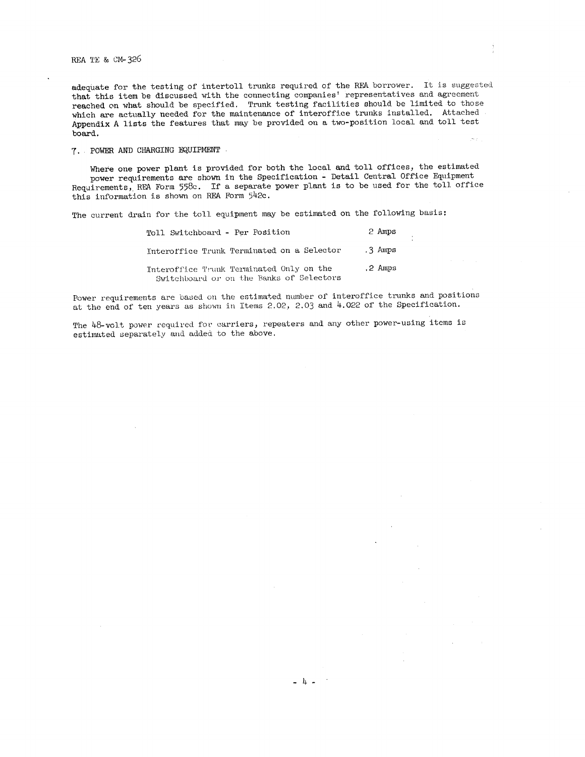adequate for the testing of intertoll trunks required of the REA borrower. It is suggested that this item be discussed with the connecting companies' representatives and agreement reached on what should be specified. Trunk testing facilities should be limited to those which are actually needed for the maintenance of interoffice trunks installed. Attached Appendix A lists the features that may be provided on a two-position local and toll test board.

## 7. POWER AND CHARGING EQUIPMENT

Where one power plant is provided for both the local and toll offices, the estimated power requirements are shown in the Specification - Detail Central Office Equipment Requirements, REA Form 558c. If a separate power plant is to be used for the toll office this information is shown on REA Form 542c.

The current drain for the toll equipment may be estimated on the following basis:

| | |
|---|---|
| Toll Switchboard - Per Position | 2 Amps |
| Interoffice Trunk Terminated on a Selector | .3 Amps |
| Interoffice Trunk Terminated Only on the Switchboard or on the Banks of Selectors | .2 Amps |

Power requirements are based on the estimated number of interoffice trunks and positions at the end of ten years as shown in Items 2.02, 2.03 and 4.022 of the Specification.

The 48-volt power required for carriers, repeaters and any other power-using items is estimated separately and added to the above.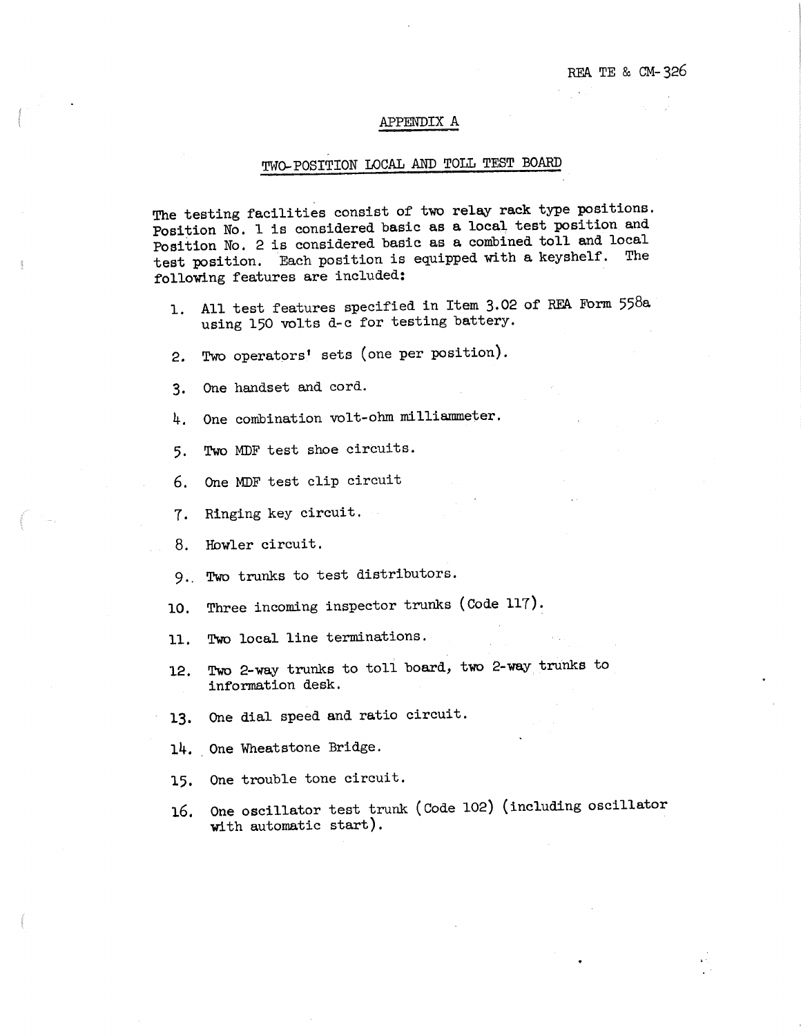## APPENDIX A

### TWO-POSITION LOCAL AND TOLL TEST BOARD

The testing facilities consist of two relay rack type positions. Position No. 1 is considered basic as a local test position and Position No. 2 is considered basic as a combined toll and local test position. Each position is equipped with a keyshelf. The following features are included:

1. All test features specified in Item 3.02 of REA Form 558a using 150 volts d-c for testing battery.
2. Two operators' sets (one per position).
3. One handset and cord.
4. One combination volt-ohm milliammeter.
5. Two MDF test shoe circuits.
6. One MDF test clip circuit
7. Ringing key circuit.
8. Howler circuit.
9. Two trunks to test distributors.
10. Three incoming inspector trunks (Code 117).
11. Two local line terminations.
12. Two 2-way trunks to toll board, two 2-way trunks to information desk.
13. One dial speed and ratio circuit.
14. One Wheatstone Bridge.
15. One trouble tone circuit.
16. One oscillator test trunk (Code 102) (including oscillator with automatic start).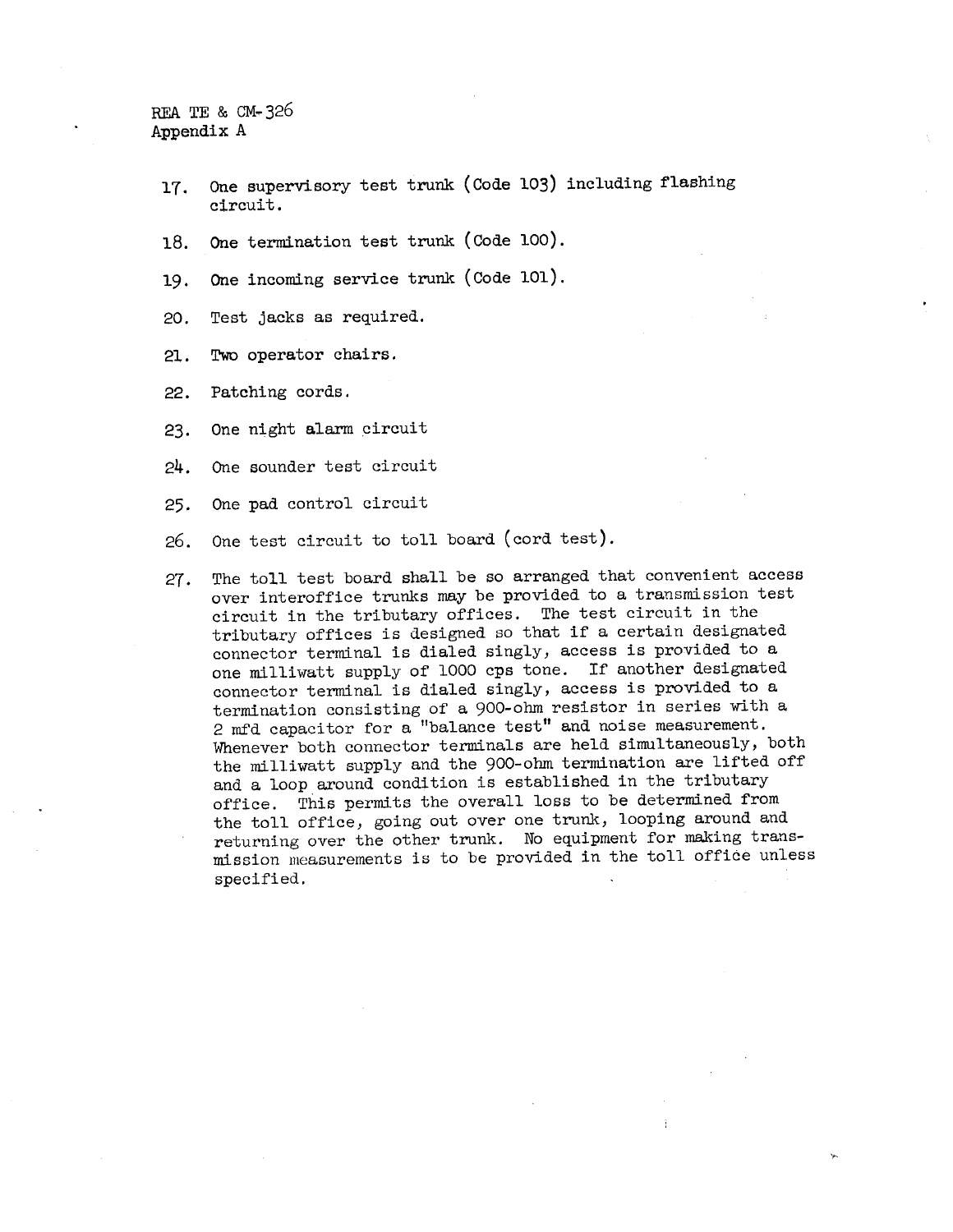17. One supervisory test trunk (Code 103) including flashing circuit.

18. One termination test trunk (Code 100).

19. One incoming service trunk (Code 101).

20. Test jacks as required.

21. Two operator chairs.

22. Patching cords.

23. One night alarm circuit

24. One sounder test circuit

25. One pad control circuit

26. One test circuit to toll board (cord test).

27. The toll test board shall be so arranged that convenient access over interoffice trunks may be provided to a transmission test circuit in the tributary offices. The test circuit in the tributary offices is designed so that if a certain designated connector terminal is dialed singly, access is provided to a one milliwatt supply of 1000 cps tone. If another designated connector terminal is dialed singly, access is provided to a termination consisting of a 900-ohm resistor in series with a 2 mfd capacitor for a "balance test" and noise measurement. Whenever both connector terminals are held simultaneously, both the milliwatt supply and the 900-ohm termination are lifted off and a loop around condition is established in the tributary office. This permits the overall loss to be determined from the toll office, going out over one trunk, looping around and returning over the other trunk. No equipment for making transmission measurements is to be provided in the toll office unless specified.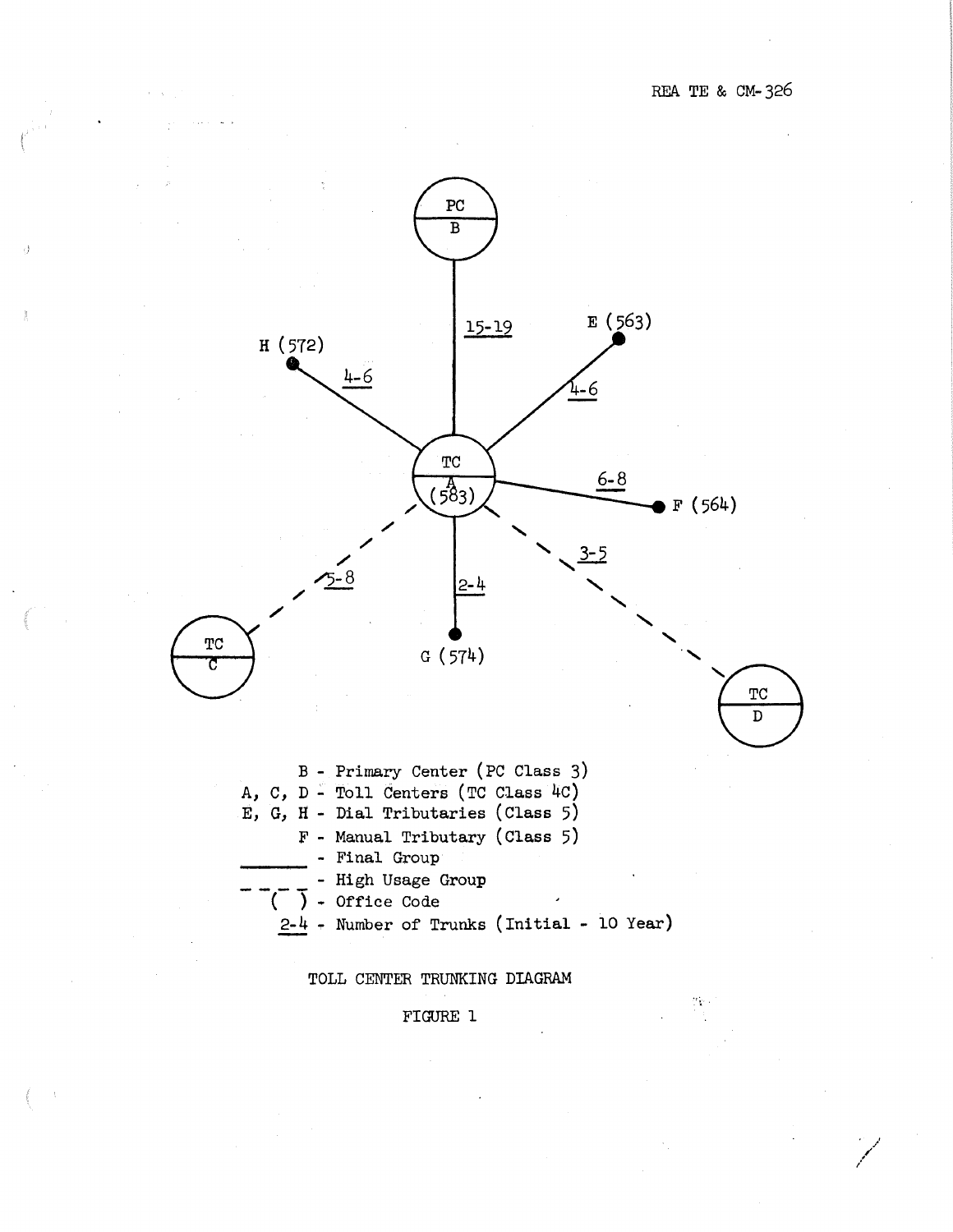PC
B

15-19

H (572)

4-6

E (563)

4-6

TC
A
(583)

6-8

F (564)

5-8

2-4

3-5

TC
C

G (574)

TC
D

B - Primary Center (PC Class 3)
A, C, D - Toll Centers (TC Class 4C)
E, G, H - Dial Tributaries (Class 5)
F - Manual Tributary (Class 5)
_______ - Final Group
_ _ _ _ - High Usage Group
( ) - Office Code
2-4 - Number of Trunks (Initial - 10 Year)

TOLL CENTER TRUNKING DIAGRAM

FIGURE 1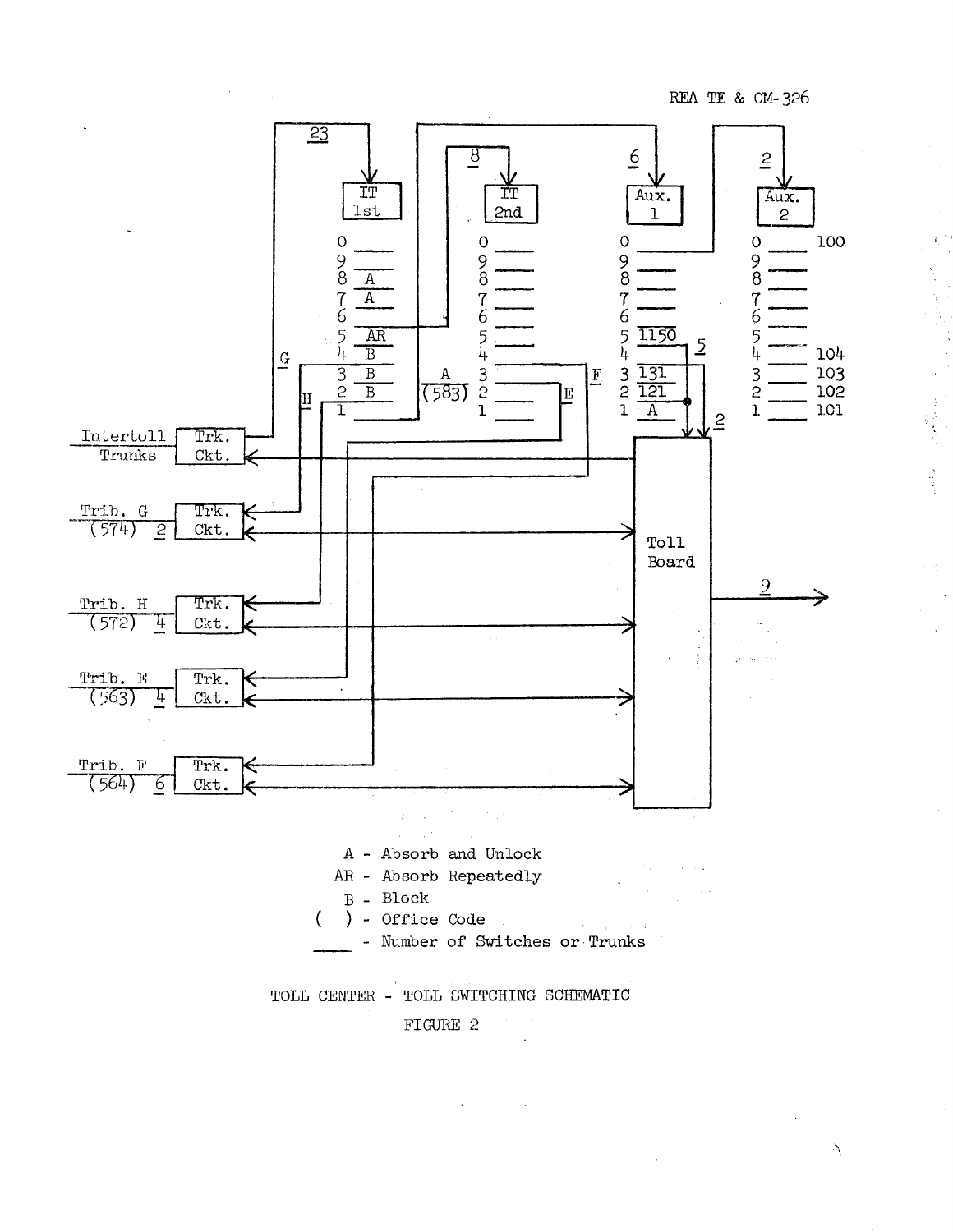A - Absorb and Unlock

AR - Absorb Repeatedly

B - Block

( ) - Office Code

____ - Number of Switches or Trunks

TOLL CENTER - TOLL SWITCHING SCHEMATIC

FIGURE 2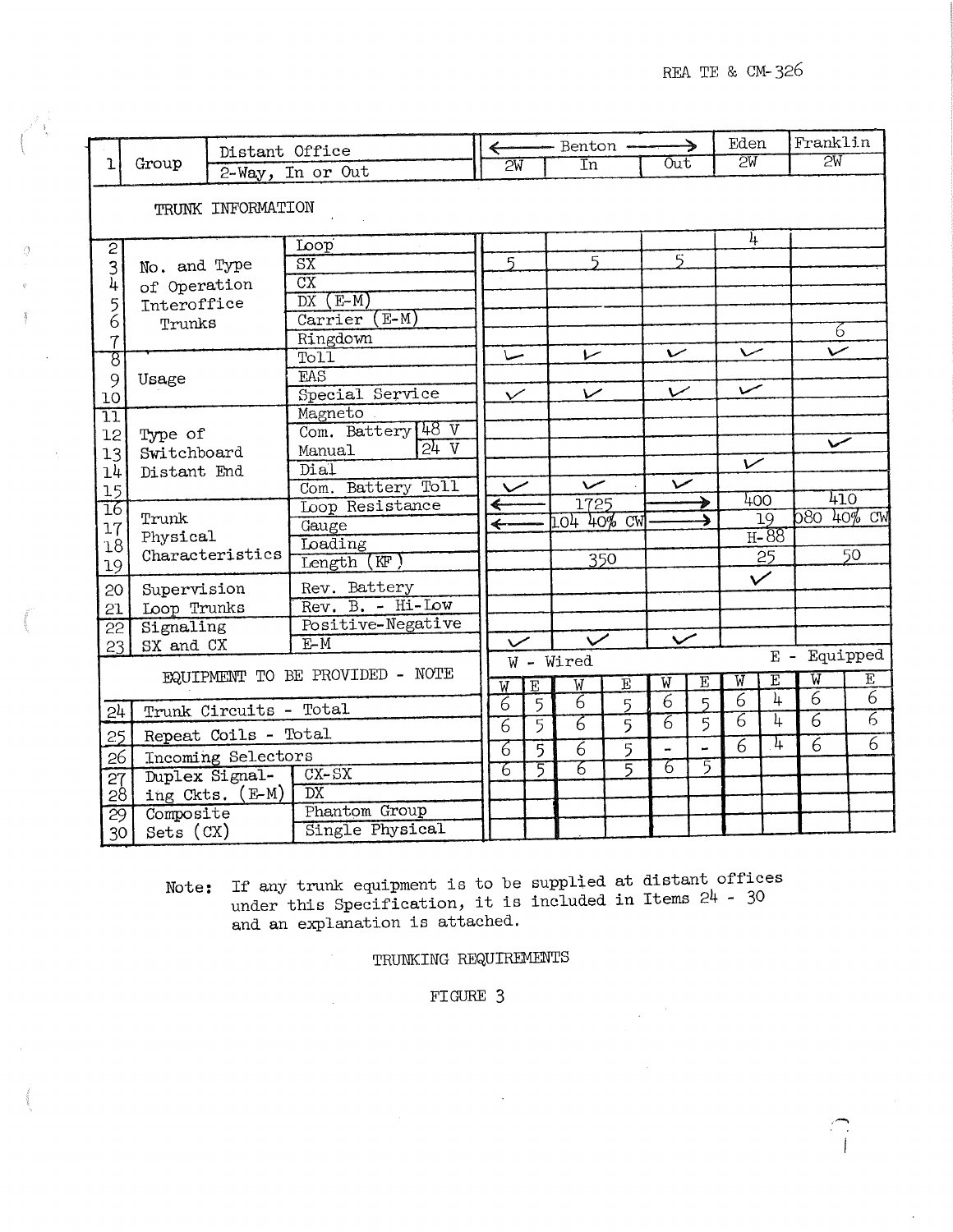| No. | Group | | Benton 2W | Benton In | Benton Out | Eden 2W | Franklin 2W |
|---|---|---|---|---|---|---|---|
| 1 | Group | Distant Office / 2-Way, In or Out | 2W | In | Out | 2W | 2W |
| | **TRUNK INFORMATION** | | | | | | |
| 2 | No. and Type of Operation Interoffice Trunks | Loop | | | | 4 | |
| 3 | | SX | 5 | 5 | 5 | | |
| 4 | | CX | | | | | |
| 5 | | DX (E-M) | | | | | |
| 6 | | Carrier (E-M) | | | | | |
| 7 | | Ringdown | | | | | 6 |
| 8 | Usage | Toll | ✓ | ✓ | ✓ | ✓ | ✓ |
| 9 | | EAS | | | | | |
| 10 | | Special Service | ✓ | ✓ | ✓ | ✓ | |
| 11 | Type of Switchboard Distant End | Magneto | | | | | |
| 12 | | Com. Battery 48 V | | | | | |
| 13 | | Manual 24 V | | | | | ✓ |
| 14 | | Dial | | | | ✓ | |
| 15 | | Com. Battery Toll | ✓ | ✓ | ✓ | | |
| 16 | Trunk Physical Characteristics | Loop Resistance | ← | 1725 | → | 400 | 410 |
| 17 | | Gauge | ← | 104 40% CW | → | 19 | 080 40% CW |
| 18 | | Loading | | | | H-88 | |
| 19 | | Length (KF) | | 350 | | 25 | 50 |
| 20 | Supervision Loop Trunks | Rev. Battery | | | | ✓ | |
| 21 | | Rev. B. - Hi-Low | | | | | |
| 22 | Signaling SX and CX | Positive-Negative | | | | | |
| 23 | | E-M | ✓ | ✓ | ✓ | | |

**EQUIPMENT TO BE PROVIDED - NOTE** (W - Wired, E - Equipped)

| No. | Item | | Benton 2W W | Benton 2W E | Benton In W | Benton In E | Benton Out W | Benton Out E | Eden 2W W | Eden 2W E | Franklin 2W W | Franklin 2W E |
|---|---|---|---|---|---|---|---|---|---|---|---|---|
| 24 | Trunk Circuits - Total | | 6 | 5 | 6 | 5 | 6 | 5 | 6 | 4 | 6 | 6 |
| 25 | Repeat Coils - Total | | 6 | 5 | 6 | 5 | 6 | 5 | 6 | 4 | 6 | 6 |
| 26 | Incoming Selectors | | 6 | 5 | 6 | 5 | - | - | 6 | 4 | 6 | 6 |
| 27 | Duplex Signaling Ckts. (E-M) | CX-SX | 6 | 5 | 6 | 5 | 6 | 5 | | | | |
| 28 | | DX | | | | | | | | | | |
| 29 | Composite Sets (CX) | Phantom Group | | | | | | | | | | |
| 30 | | Single Physical | | | | | | | | | | |

Note: If any trunk equipment is to be supplied at distant offices under this Specification, it is included in Items 24 - 30 and an explanation is attached.

TRUNKING REQUIREMENTS

FIGURE 3